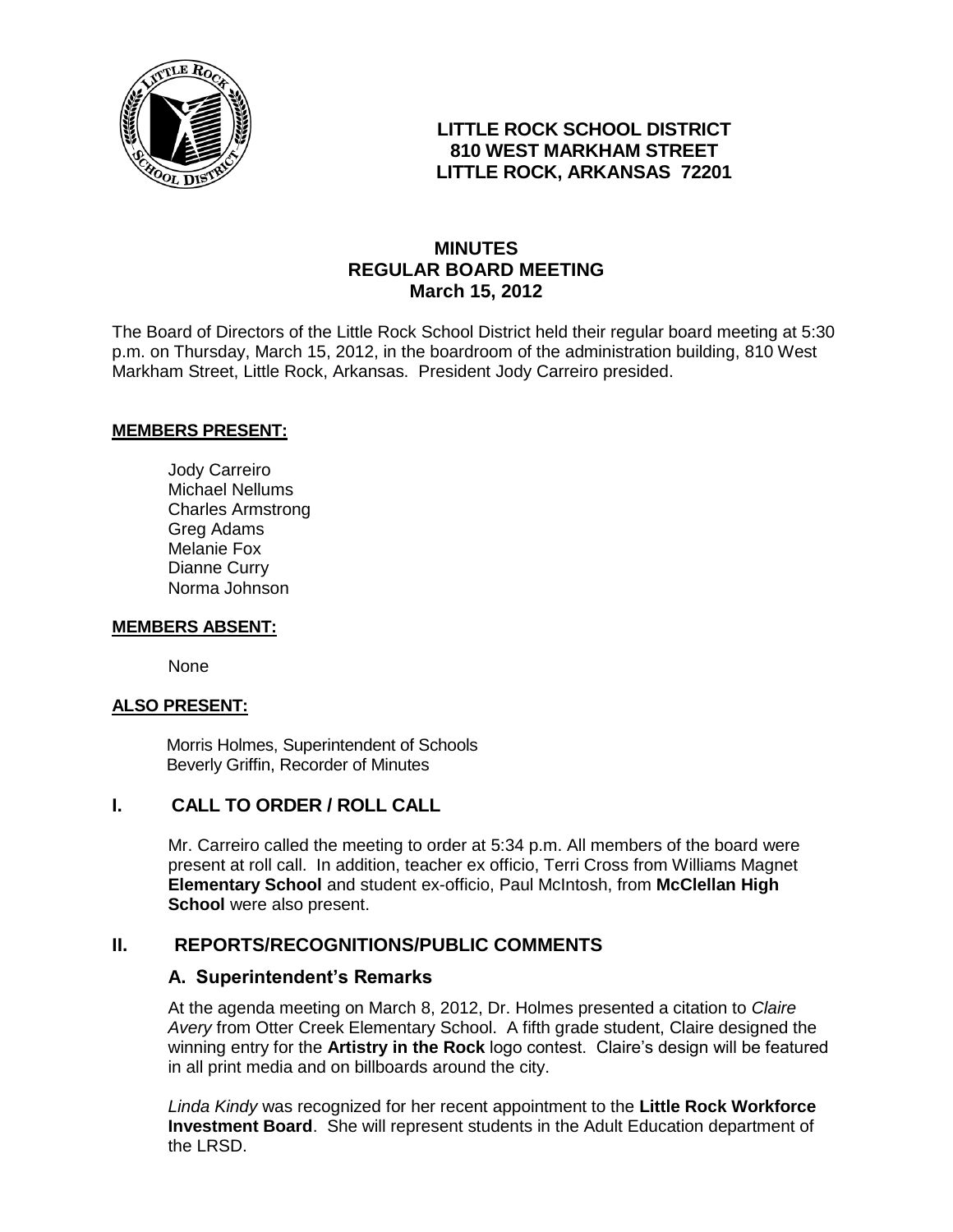# LITTLE ROCK SCHOOL DISTRICT
**810 WEST MARKHAM STREET**
**LITTLE ROCK, ARKANSAS 72201**

## MINUTES
## REGULAR BOARD MEETING
## March 15, 2012

The Board of Directors of the Little Rock School District held their regular board meeting at 5:30 p.m. on Thursday, March 15, 2012, in the boardroom of the administration building, 810 West Markham Street, Little Rock, Arkansas. President Jody Carreiro presided.

**MEMBERS PRESENT:**

Jody Carreiro
Michael Nellums
Charles Armstrong
Greg Adams
Melanie Fox
Dianne Curry
Norma Johnson

**MEMBERS ABSENT:**

None

**ALSO PRESENT:**

Morris Holmes, Superintendent of Schools
Beverly Griffin, Recorder of Minutes

## I. CALL TO ORDER / ROLL CALL

Mr. Carreiro called the meeting to order at 5:34 p.m. All members of the board were present at roll call. In addition, teacher ex officio, Terri Cross from Williams Magnet **Elementary School** and student ex-officio, Paul McIntosh, from **McClellan High School** were also present.

## II. REPORTS/RECOGNITIONS/PUBLIC COMMENTS

### A. Superintendent's Remarks

At the agenda meeting on March 8, 2012, Dr. Holmes presented a citation to *Claire Avery* from Otter Creek Elementary School. A fifth grade student, Claire designed the winning entry for the **Artistry in the Rock** logo contest. Claire's design will be featured in all print media and on billboards around the city.

*Linda Kindy* was recognized for her recent appointment to the **Little Rock Workforce Investment Board**. She will represent students in the Adult Education department of the LRSD.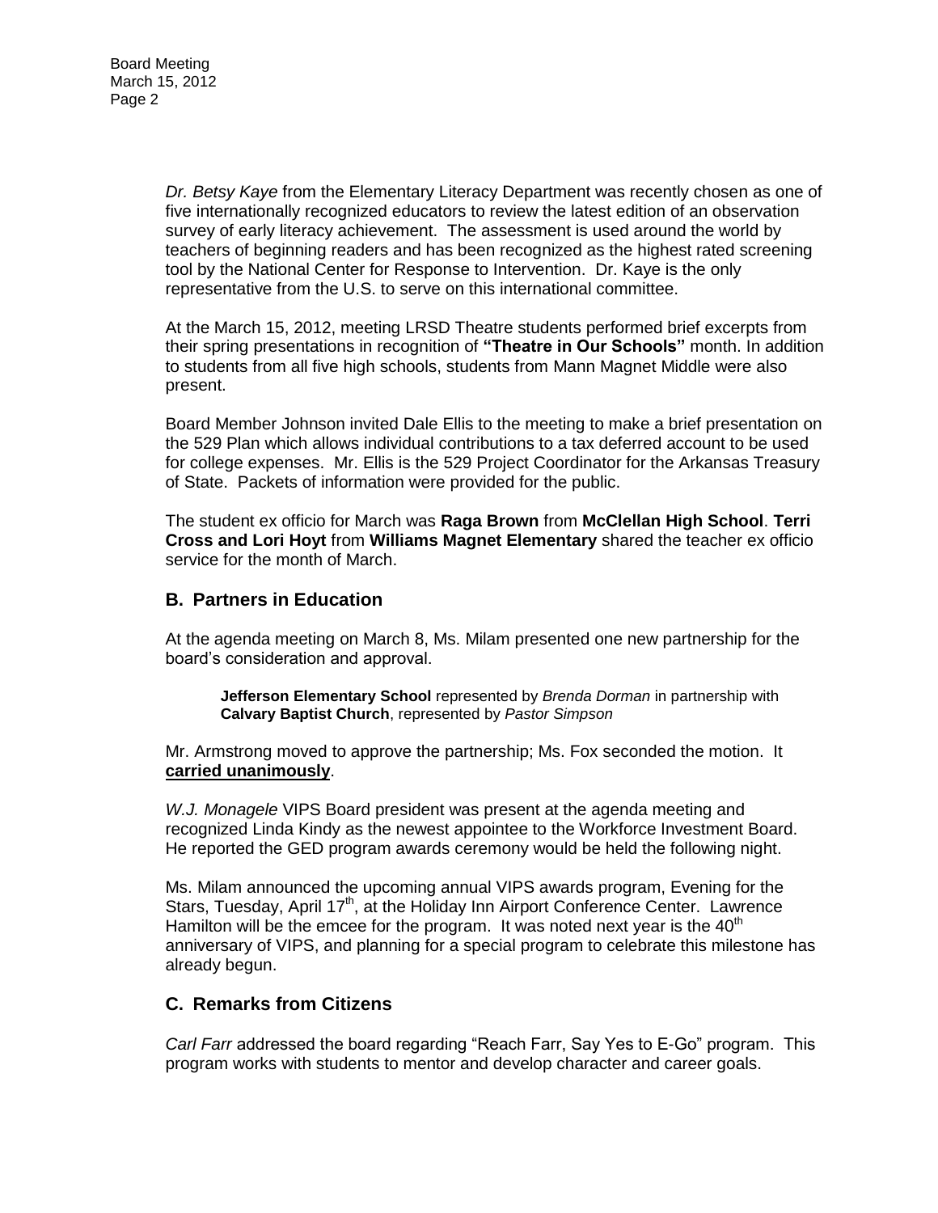*Dr. Betsy Kaye* from the Elementary Literacy Department was recently chosen as one of five internationally recognized educators to review the latest edition of an observation survey of early literacy achievement. The assessment is used around the world by teachers of beginning readers and has been recognized as the highest rated screening tool by the National Center for Response to Intervention. Dr. Kaye is the only representative from the U.S. to serve on this international committee.

At the March 15, 2012, meeting LRSD Theatre students performed brief excerpts from their spring presentations in recognition of **"Theatre in Our Schools"** month. In addition to students from all five high schools, students from Mann Magnet Middle were also present.

Board Member Johnson invited Dale Ellis to the meeting to make a brief presentation on the 529 Plan which allows individual contributions to a tax deferred account to be used for college expenses. Mr. Ellis is the 529 Project Coordinator for the Arkansas Treasury of State. Packets of information were provided for the public.

The student ex officio for March was **Raga Brown** from **McClellan High School**. **Terri Cross and Lori Hoyt** from **Williams Magnet Elementary** shared the teacher ex officio service for the month of March.

## B. Partners in Education

At the agenda meeting on March 8, Ms. Milam presented one new partnership for the board's consideration and approval.

> **Jefferson Elementary School** represented by *Brenda Dorman* in partnership with **Calvary Baptist Church**, represented by *Pastor Simpson*

Mr. Armstrong moved to approve the partnership; Ms. Fox seconded the motion. It **carried unanimously**.

*W.J. Monagele* VIPS Board president was present at the agenda meeting and recognized Linda Kindy as the newest appointee to the Workforce Investment Board. He reported the GED program awards ceremony would be held the following night.

Ms. Milam announced the upcoming annual VIPS awards program, Evening for the Stars, Tuesday, April 17th, at the Holiday Inn Airport Conference Center. Lawrence Hamilton will be the emcee for the program. It was noted next year is the 40th anniversary of VIPS, and planning for a special program to celebrate this milestone has already begun.

## C. Remarks from Citizens

*Carl Farr* addressed the board regarding "Reach Farr, Say Yes to E-Go" program. This program works with students to mentor and develop character and career goals.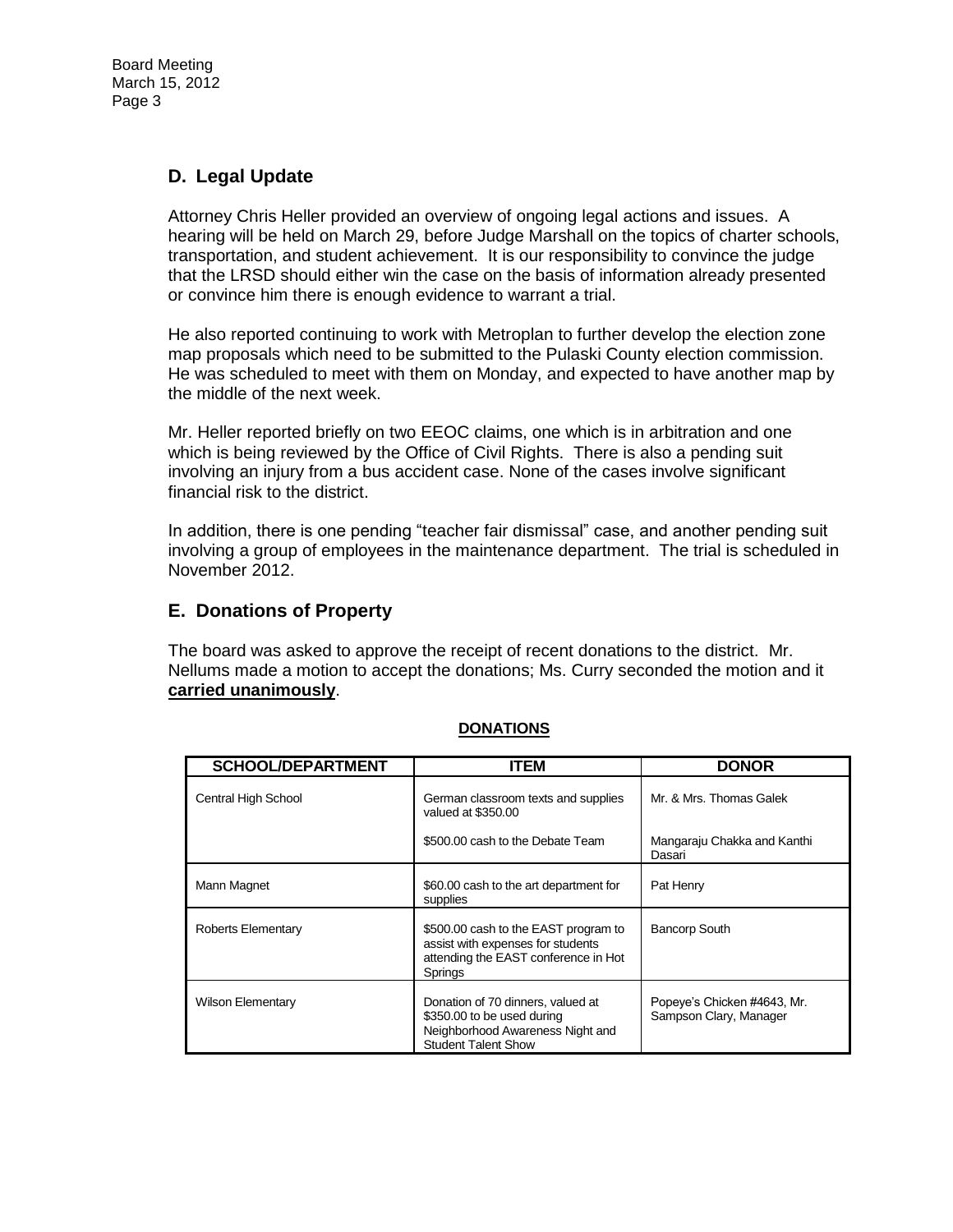## D. Legal Update

Attorney Chris Heller provided an overview of ongoing legal actions and issues. A hearing will be held on March 29, before Judge Marshall on the topics of charter schools, transportation, and student achievement. It is our responsibility to convince the judge that the LRSD should either win the case on the basis of information already presented or convince him there is enough evidence to warrant a trial.

He also reported continuing to work with Metroplan to further develop the election zone map proposals which need to be submitted to the Pulaski County election commission. He was scheduled to meet with them on Monday, and expected to have another map by the middle of the next week.

Mr. Heller reported briefly on two EEOC claims, one which is in arbitration and one which is being reviewed by the Office of Civil Rights. There is also a pending suit involving an injury from a bus accident case. None of the cases involve significant financial risk to the district.

In addition, there is one pending "teacher fair dismissal" case, and another pending suit involving a group of employees in the maintenance department. The trial is scheduled in November 2012.

## E. Donations of Property

The board was asked to approve the receipt of recent donations to the district. Mr. Nellums made a motion to accept the donations; Ms. Curry seconded the motion and it **carried unanimously**.

**DONATIONS**

| SCHOOL/DEPARTMENT | ITEM | DONOR |
|---|---|---|
| Central High School | German classroom texts and supplies valued at $350.00 | Mr. & Mrs. Thomas Galek |
| | $500.00 cash to the Debate Team | Mangaraju Chakka and Kanthi Dasari |
| Mann Magnet | $60.00 cash to the art department for supplies | Pat Henry |
| Roberts Elementary | $500.00 cash to the EAST program to assist with expenses for students attending the EAST conference in Hot Springs | Bancorp South |
| Wilson Elementary | Donation of 70 dinners, valued at $350.00 to be used during Neighborhood Awareness Night and Student Talent Show | Popeye's Chicken #4643, Mr. Sampson Clary, Manager |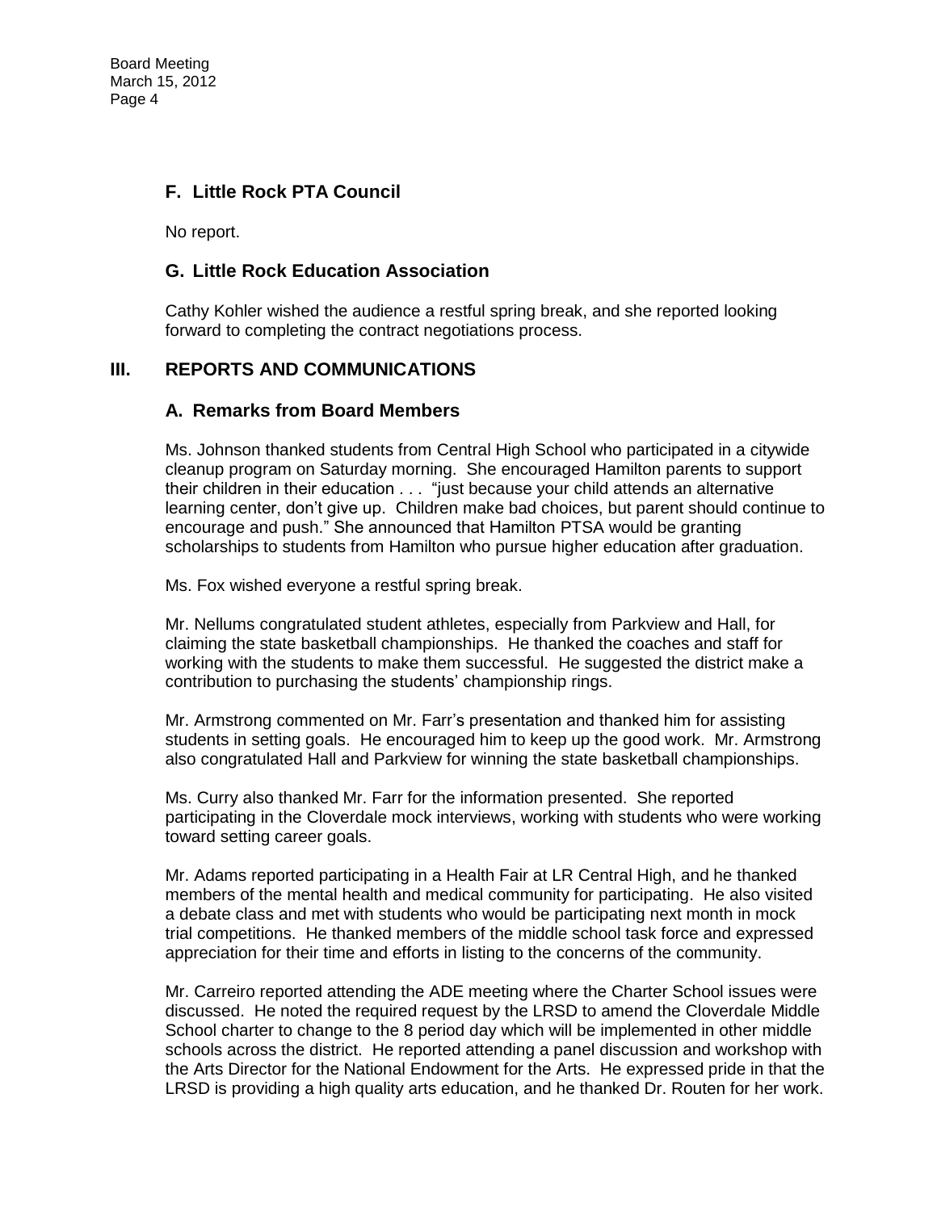## F. Little Rock PTA Council

No report.

## G. Little Rock Education Association

Cathy Kohler wished the audience a restful spring break, and she reported looking forward to completing the contract negotiations process.

# III. REPORTS AND COMMUNICATIONS

## A. Remarks from Board Members

Ms. Johnson thanked students from Central High School who participated in a citywide cleanup program on Saturday morning. She encouraged Hamilton parents to support their children in their education . . . "just because your child attends an alternative learning center, don't give up. Children make bad choices, but parent should continue to encourage and push." She announced that Hamilton PTSA would be granting scholarships to students from Hamilton who pursue higher education after graduation.

Ms. Fox wished everyone a restful spring break.

Mr. Nellums congratulated student athletes, especially from Parkview and Hall, for claiming the state basketball championships. He thanked the coaches and staff for working with the students to make them successful. He suggested the district make a contribution to purchasing the students' championship rings.

Mr. Armstrong commented on Mr. Farr's presentation and thanked him for assisting students in setting goals. He encouraged him to keep up the good work. Mr. Armstrong also congratulated Hall and Parkview for winning the state basketball championships.

Ms. Curry also thanked Mr. Farr for the information presented. She reported participating in the Cloverdale mock interviews, working with students who were working toward setting career goals.

Mr. Adams reported participating in a Health Fair at LR Central High, and he thanked members of the mental health and medical community for participating. He also visited a debate class and met with students who would be participating next month in mock trial competitions. He thanked members of the middle school task force and expressed appreciation for their time and efforts in listing to the concerns of the community.

Mr. Carreiro reported attending the ADE meeting where the Charter School issues were discussed. He noted the required request by the LRSD to amend the Cloverdale Middle School charter to change to the 8 period day which will be implemented in other middle schools across the district. He reported attending a panel discussion and workshop with the Arts Director for the National Endowment for the Arts. He expressed pride in that the LRSD is providing a high quality arts education, and he thanked Dr. Routen for her work.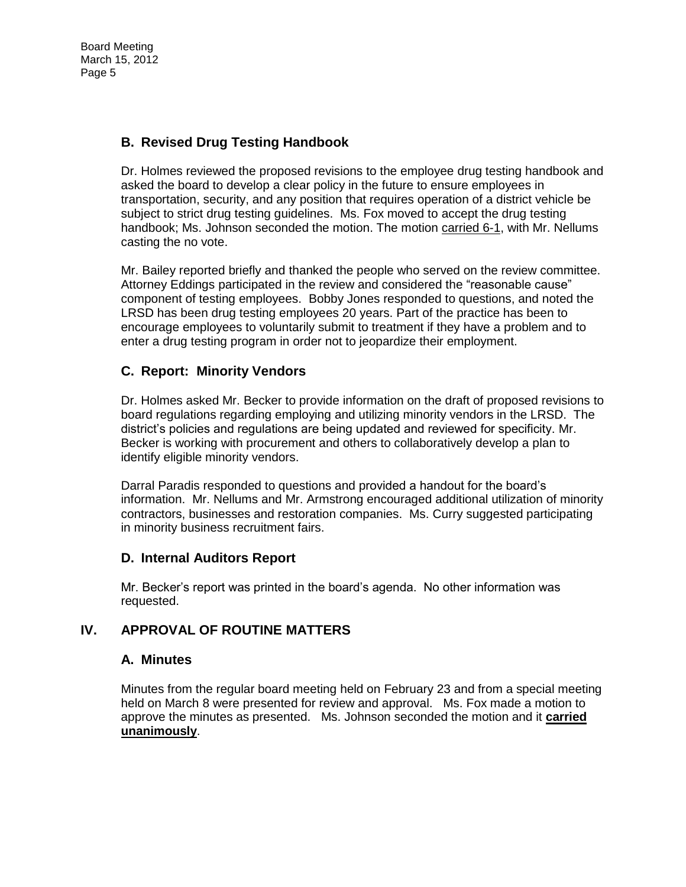### B. Revised Drug Testing Handbook

Dr. Holmes reviewed the proposed revisions to the employee drug testing handbook and asked the board to develop a clear policy in the future to ensure employees in transportation, security, and any position that requires operation of a district vehicle be subject to strict drug testing guidelines. Ms. Fox moved to accept the drug testing handbook; Ms. Johnson seconded the motion. The motion carried 6-1, with Mr. Nellums casting the no vote.

Mr. Bailey reported briefly and thanked the people who served on the review committee. Attorney Eddings participated in the review and considered the "reasonable cause" component of testing employees. Bobby Jones responded to questions, and noted the LRSD has been drug testing employees 20 years. Part of the practice has been to encourage employees to voluntarily submit to treatment if they have a problem and to enter a drug testing program in order not to jeopardize their employment.

### C. Report: Minority Vendors

Dr. Holmes asked Mr. Becker to provide information on the draft of proposed revisions to board regulations regarding employing and utilizing minority vendors in the LRSD. The district's policies and regulations are being updated and reviewed for specificity. Mr. Becker is working with procurement and others to collaboratively develop a plan to identify eligible minority vendors.

Darral Paradis responded to questions and provided a handout for the board's information. Mr. Nellums and Mr. Armstrong encouraged additional utilization of minority contractors, businesses and restoration companies. Ms. Curry suggested participating in minority business recruitment fairs.

### D. Internal Auditors Report

Mr. Becker's report was printed in the board's agenda. No other information was requested.

## IV. APPROVAL OF ROUTINE MATTERS

### A. Minutes

Minutes from the regular board meeting held on February 23 and from a special meeting held on March 8 were presented for review and approval. Ms. Fox made a motion to approve the minutes as presented. Ms. Johnson seconded the motion and it **carried unanimously**.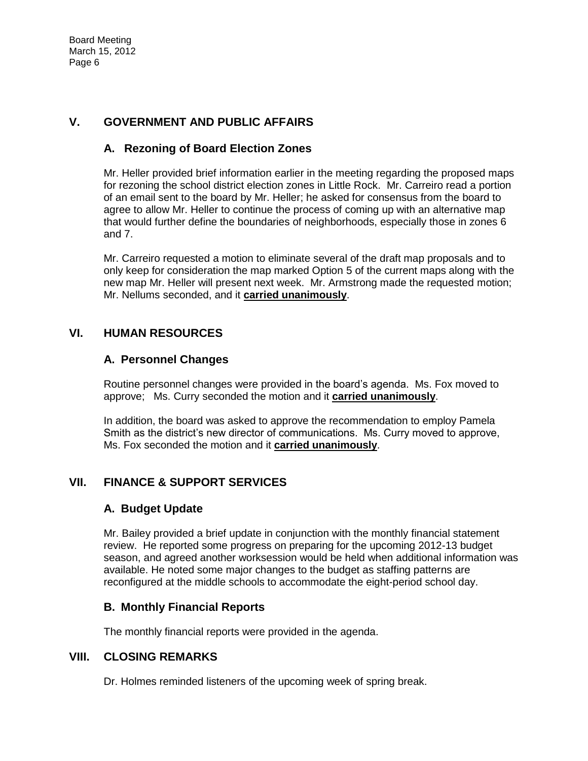## V. GOVERNMENT AND PUBLIC AFFAIRS

### A. Rezoning of Board Election Zones

Mr. Heller provided brief information earlier in the meeting regarding the proposed maps for rezoning the school district election zones in Little Rock. Mr. Carreiro read a portion of an email sent to the board by Mr. Heller; he asked for consensus from the board to agree to allow Mr. Heller to continue the process of coming up with an alternative map that would further define the boundaries of neighborhoods, especially those in zones 6 and 7.

Mr. Carreiro requested a motion to eliminate several of the draft map proposals and to only keep for consideration the map marked Option 5 of the current maps along with the new map Mr. Heller will present next week. Mr. Armstrong made the requested motion; Mr. Nellums seconded, and it **carried unanimously**.

## VI. HUMAN RESOURCES

### A. Personnel Changes

Routine personnel changes were provided in the board's agenda. Ms. Fox moved to approve; Ms. Curry seconded the motion and it **carried unanimously**.

In addition, the board was asked to approve the recommendation to employ Pamela Smith as the district's new director of communications. Ms. Curry moved to approve, Ms. Fox seconded the motion and it **carried unanimously**.

## VII. FINANCE & SUPPORT SERVICES

### A. Budget Update

Mr. Bailey provided a brief update in conjunction with the monthly financial statement review. He reported some progress on preparing for the upcoming 2012-13 budget season, and agreed another worksession would be held when additional information was available. He noted some major changes to the budget as staffing patterns are reconfigured at the middle schools to accommodate the eight-period school day.

### B. Monthly Financial Reports

The monthly financial reports were provided in the agenda.

## VIII. CLOSING REMARKS

Dr. Holmes reminded listeners of the upcoming week of spring break.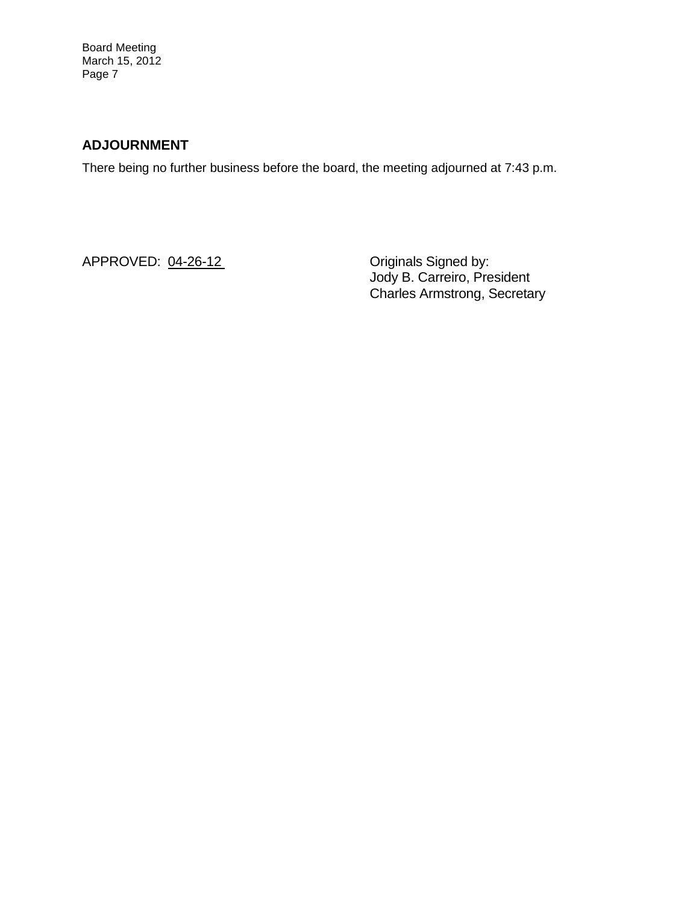## ADJOURNMENT

There being no further business before the board, the meeting adjourned at 7:43 p.m.

APPROVED: 04-26-12

Originals Signed by:
Jody B. Carreiro, President
Charles Armstrong, Secretary